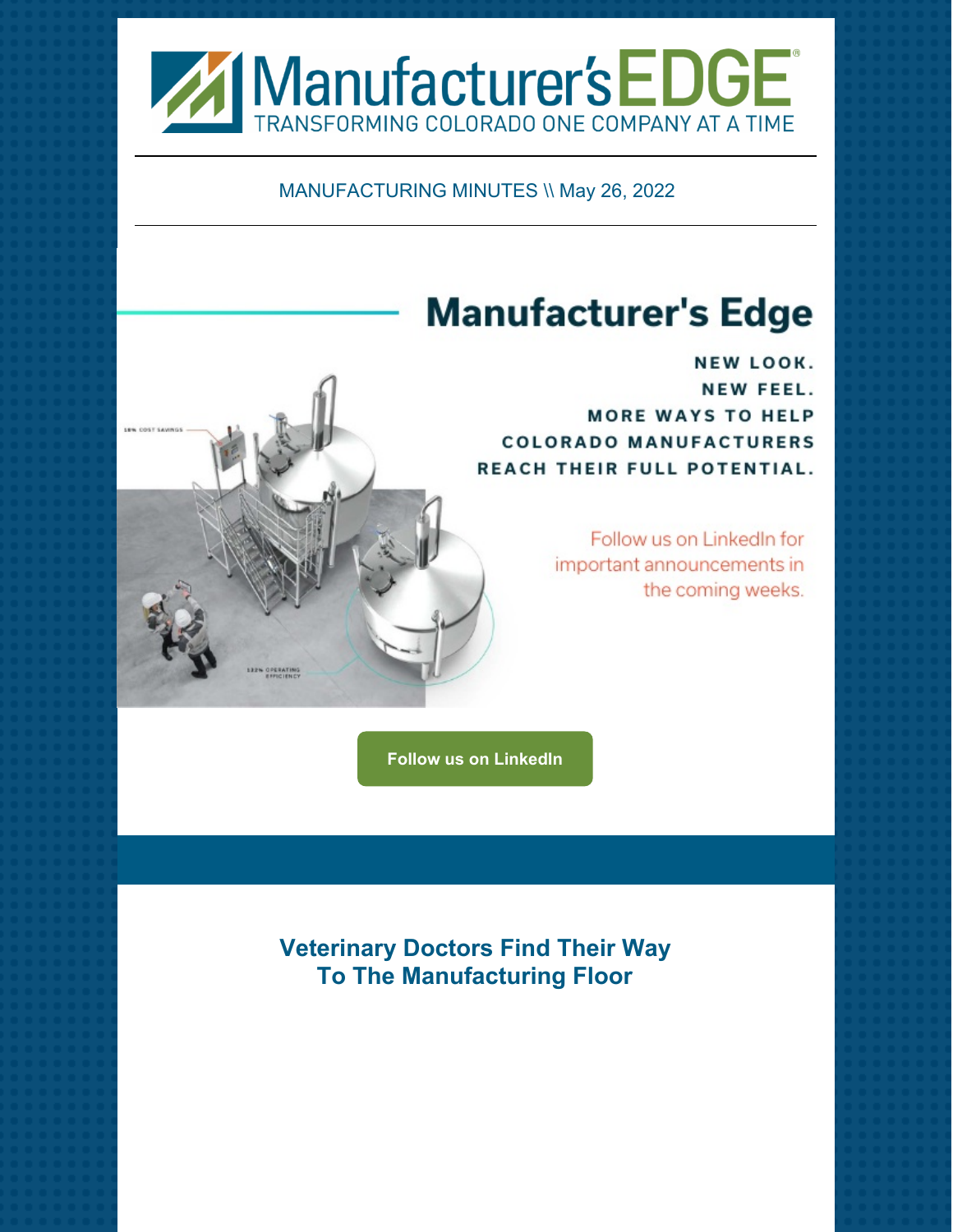Manufacturer's EDGE®

TRANSFORMING COLORADO ONE COMPANY AT A TIME

MANUFACTURING MINUTES \\ May 26, 2022

# Manufacturer's Edge

**NEW LOOK.**
**NEW FEEL.**
**MORE WAYS TO HELP COLORADO MANUFACTURERS REACH THEIR FULL POTENTIAL.**

Follow us on LinkedIn for important announcements in the coming weeks.

**Follow us on LinkedIn**

## Veterinary Doctors Find Their Way To The Manufacturing Floor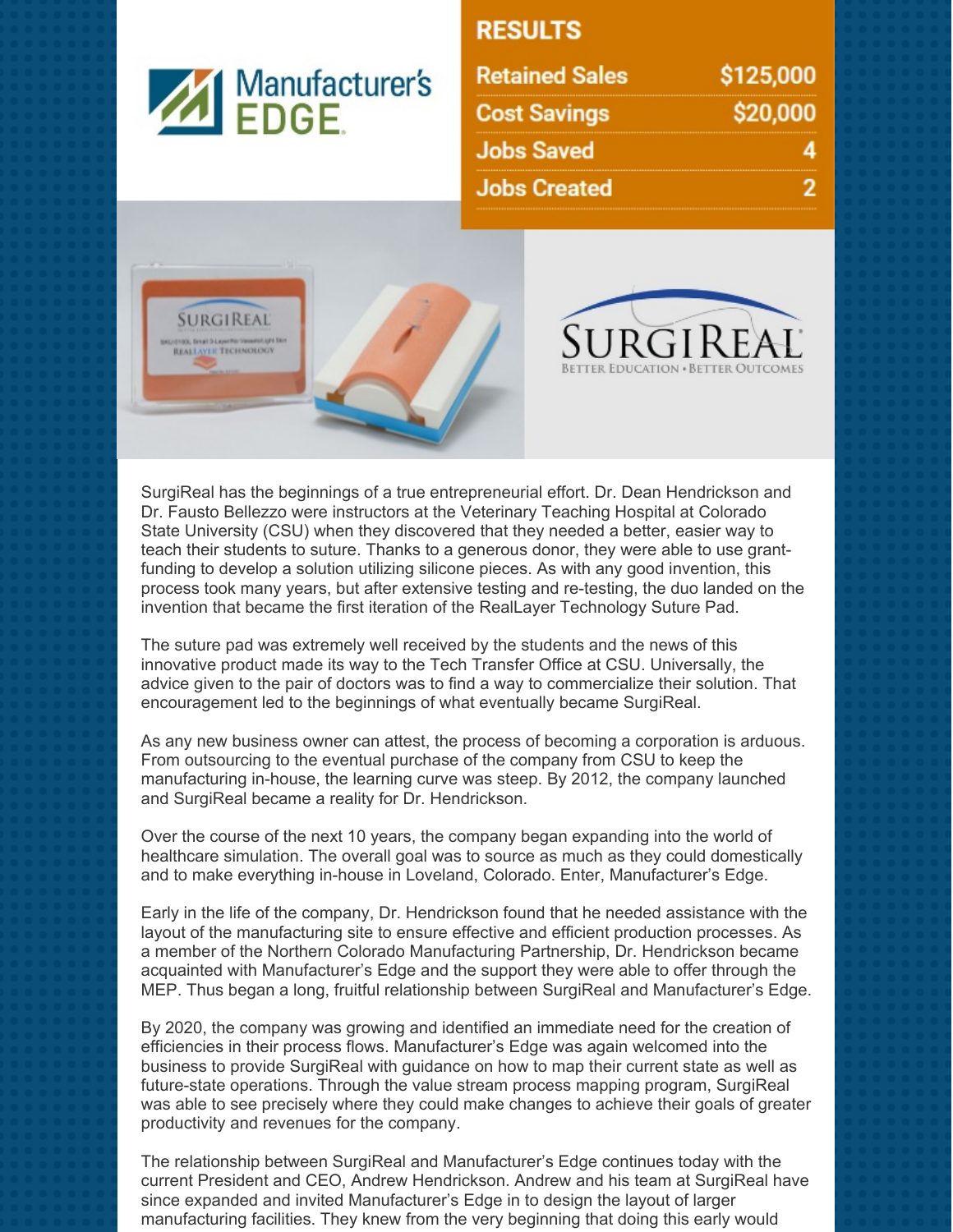## RESULTS

| | |
|---|---|
| Retained Sales | $125,000 |
| Cost Savings | $20,000 |
| Jobs Saved | 4 |
| Jobs Created | 2 |

SurgiReal has the beginnings of a true entrepreneurial effort. Dr. Dean Hendrickson and Dr. Fausto Bellezzo were instructors at the Veterinary Teaching Hospital at Colorado State University (CSU) when they discovered that they needed a better, easier way to teach their students to suture. Thanks to a generous donor, they were able to use grant-funding to develop a solution utilizing silicone pieces. As with any good invention, this process took many years, but after extensive testing and re-testing, the duo landed on the invention that became the first iteration of the RealLayer Technology Suture Pad.

The suture pad was extremely well received by the students and the news of this innovative product made its way to the Tech Transfer Office at CSU. Universally, the advice given to the pair of doctors was to find a way to commercialize their solution. That encouragement led to the beginnings of what eventually became SurgiReal.

As any new business owner can attest, the process of becoming a corporation is arduous. From outsourcing to the eventual purchase of the company from CSU to keep the manufacturing in-house, the learning curve was steep. By 2012, the company launched and SurgiReal became a reality for Dr. Hendrickson.

Over the course of the next 10 years, the company began expanding into the world of healthcare simulation. The overall goal was to source as much as they could domestically and to make everything in-house in Loveland, Colorado. Enter, Manufacturer's Edge.

Early in the life of the company, Dr. Hendrickson found that he needed assistance with the layout of the manufacturing site to ensure effective and efficient production processes. As a member of the Northern Colorado Manufacturing Partnership, Dr. Hendrickson became acquainted with Manufacturer's Edge and the support they were able to offer through the MEP. Thus began a long, fruitful relationship between SurgiReal and Manufacturer's Edge.

By 2020, the company was growing and identified an immediate need for the creation of efficiencies in their process flows. Manufacturer's Edge was again welcomed into the business to provide SurgiReal with guidance on how to map their current state as well as future-state operations. Through the value stream process mapping program, SurgiReal was able to see precisely where they could make changes to achieve their goals of greater productivity and revenues for the company.

The relationship between SurgiReal and Manufacturer's Edge continues today with the current President and CEO, Andrew Hendrickson. Andrew and his team at SurgiReal have since expanded and invited Manufacturer's Edge in to design the layout of larger manufacturing facilities. They knew from the very beginning that doing this early would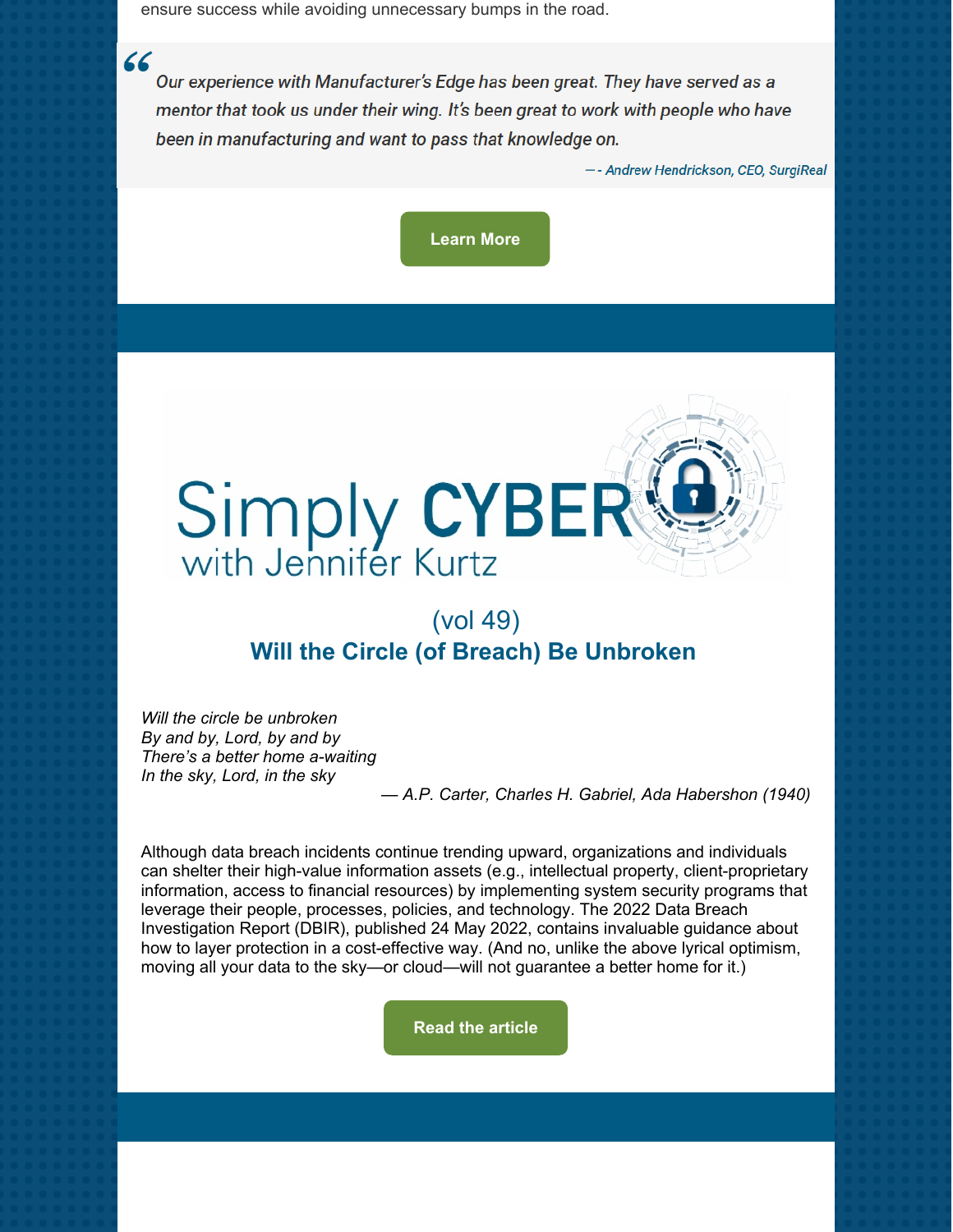ensure success while avoiding unnecessary bumps in the road.

> *Our experience with Manufacturer's Edge has been great. They have served as a mentor that took us under their wing. It's been great to work with people who have been in manufacturing and want to pass that knowledge on.*
>
> *—- Andrew Hendrickson, CEO, SurgiReal*

**Learn More**

Simply CYBER with Jennifer Kurtz

## (vol 49)
## Will the Circle (of Breach) Be Unbroken

*Will the circle be unbroken*
*By and by, Lord, by and by*
*There's a better home a-waiting*
*In the sky, Lord, in the sky*

*— A.P. Carter, Charles H. Gabriel, Ada Habershon (1940)*

Although data breach incidents continue trending upward, organizations and individuals can shelter their high-value information assets (e.g., intellectual property, client-proprietary information, access to financial resources) by implementing system security programs that leverage their people, processes, policies, and technology. The 2022 Data Breach Investigation Report (DBIR), published 24 May 2022, contains invaluable guidance about how to layer protection in a cost-effective way. (And no, unlike the above lyrical optimism, moving all your data to the sky—or cloud—will not guarantee a better home for it.)

**Read the article**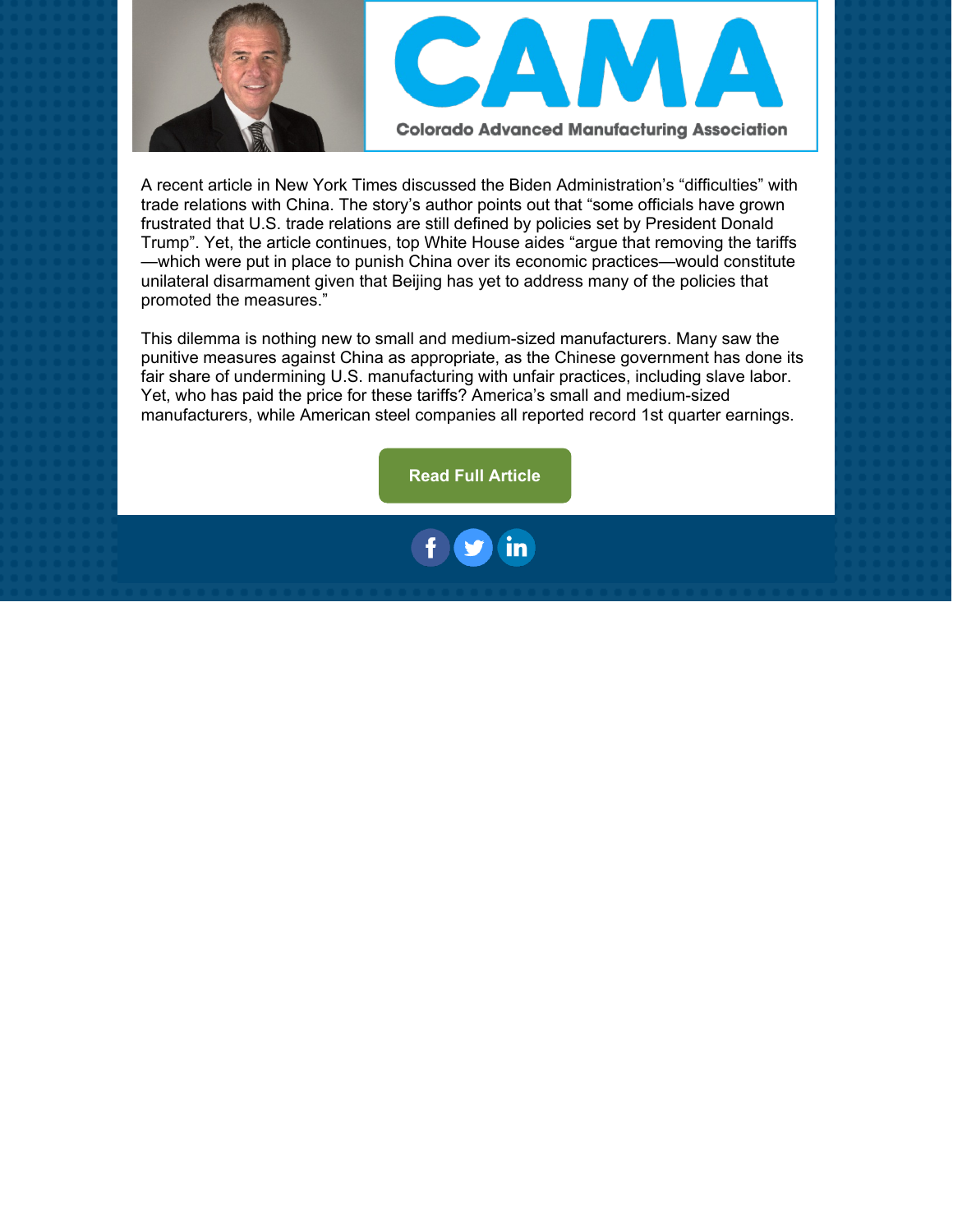CAMA

Colorado Advanced Manufacturing Association

A recent article in New York Times discussed the Biden Administration's "difficulties" with trade relations with China. The story's author points out that "some officials have grown frustrated that U.S. trade relations are still defined by policies set by President Donald Trump". Yet, the article continues, top White House aides "argue that removing the tariffs—which were put in place to punish China over its economic practices—would constitute unilateral disarmament given that Beijing has yet to address many of the policies that promoted the measures."

This dilemma is nothing new to small and medium-sized manufacturers. Many saw the punitive measures against China as appropriate, as the Chinese government has done its fair share of undermining U.S. manufacturing with unfair practices, including slave labor. Yet, who has paid the price for these tariffs? America's small and medium-sized manufacturers, while American steel companies all reported record 1st quarter earnings.

Read Full Article